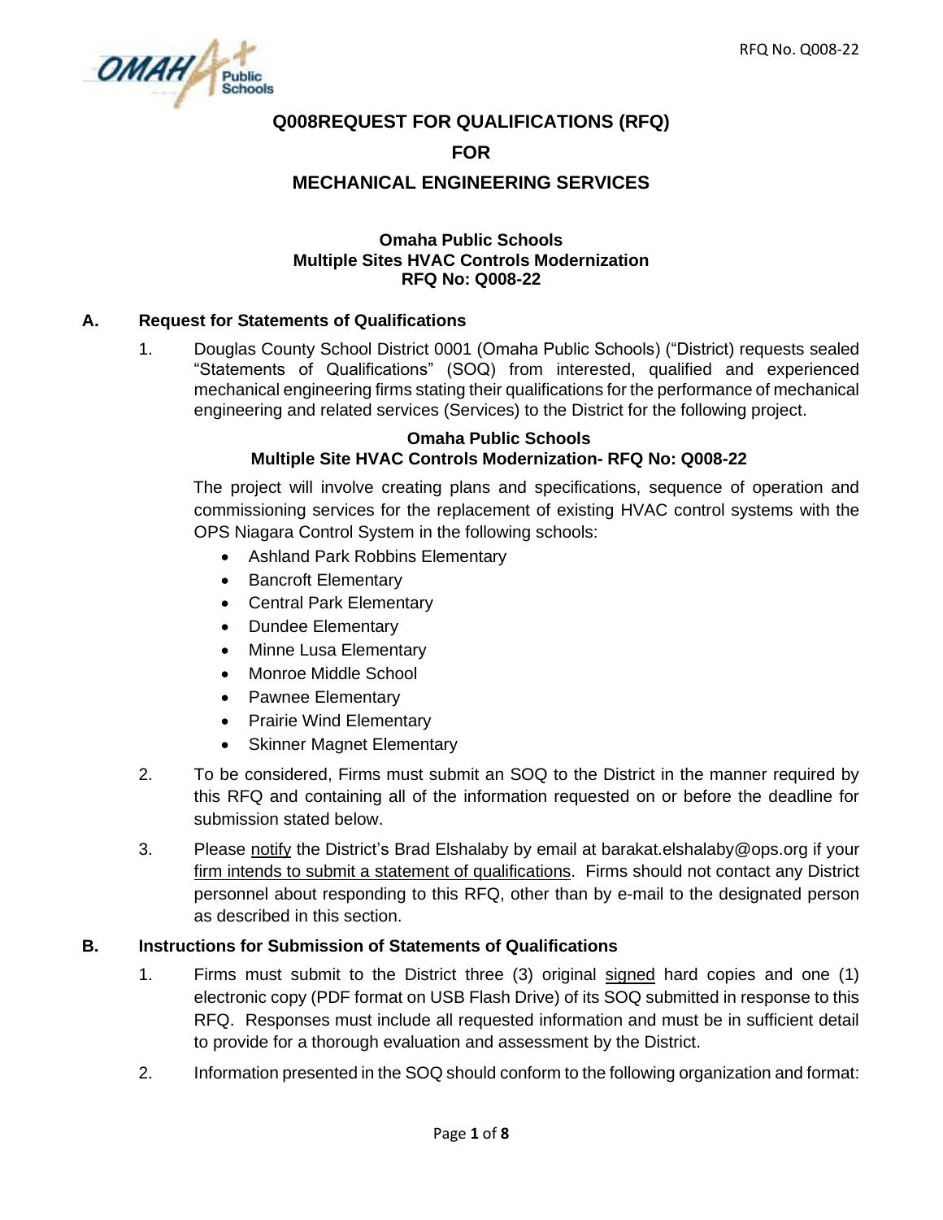# Q008REQUEST FOR QUALIFICATIONS (RFQ)

# FOR

# MECHANICAL ENGINEERING SERVICES

**Omaha Public Schools**
**Multiple Sites HVAC Controls Modernization**
**RFQ No: Q008-22**

## A. Request for Statements of Qualifications

1. Douglas County School District 0001 (Omaha Public Schools) ("District) requests sealed "Statements of Qualifications" (SOQ) from interested, qualified and experienced mechanical engineering firms stating their qualifications for the performance of mechanical engineering and related services (Services) to the District for the following project.

   **Omaha Public Schools**
   **Multiple Site HVAC Controls Modernization- RFQ No: Q008-22**

   The project will involve creating plans and specifications, sequence of operation and commissioning services for the replacement of existing HVAC control systems with the OPS Niagara Control System in the following schools:

   - Ashland Park Robbins Elementary
   - Bancroft Elementary
   - Central Park Elementary
   - Dundee Elementary
   - Minne Lusa Elementary
   - Monroe Middle School
   - Pawnee Elementary
   - Prairie Wind Elementary
   - Skinner Magnet Elementary

2. To be considered, Firms must submit an SOQ to the District in the manner required by this RFQ and containing all of the information requested on or before the deadline for submission stated below.

3. Please notify the District's Brad Elshalaby by email at barakat.elshalaby@ops.org if your firm intends to submit a statement of qualifications. Firms should not contact any District personnel about responding to this RFQ, other than by e-mail to the designated person as described in this section.

## B. Instructions for Submission of Statements of Qualifications

1. Firms must submit to the District three (3) original signed hard copies and one (1) electronic copy (PDF format on USB Flash Drive) of its SOQ submitted in response to this RFQ. Responses must include all requested information and must be in sufficient detail to provide for a thorough evaluation and assessment by the District.

2. Information presented in the SOQ should conform to the following organization and format: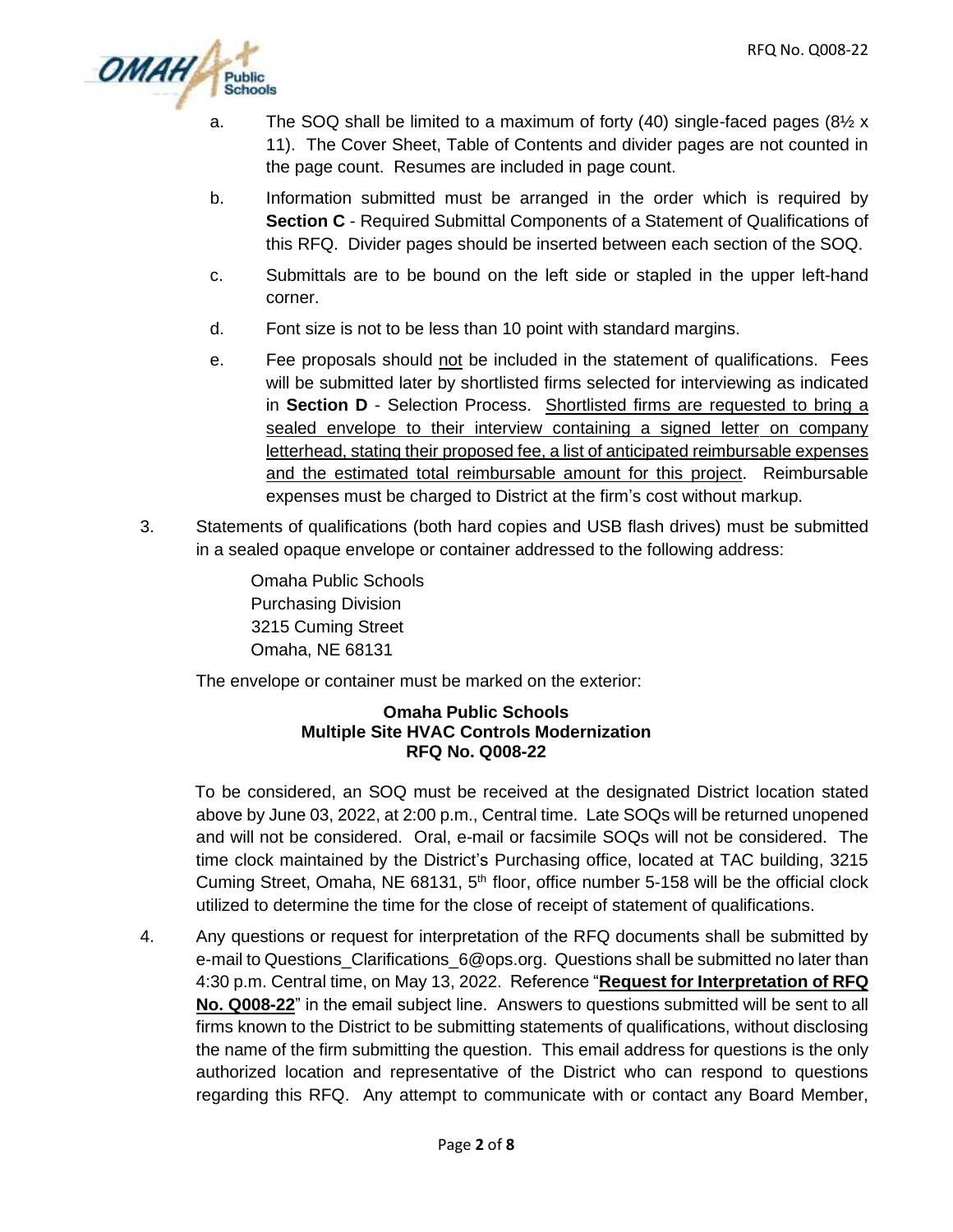a. The SOQ shall be limited to a maximum of forty (40) single-faced pages (8½ x 11). The Cover Sheet, Table of Contents and divider pages are not counted in the page count. Resumes are included in page count.

b. Information submitted must be arranged in the order which is required by **Section C** - Required Submittal Components of a Statement of Qualifications of this RFQ. Divider pages should be inserted between each section of the SOQ.

c. Submittals are to be bound on the left side or stapled in the upper left-hand corner.

d. Font size is not to be less than 10 point with standard margins.

e. Fee proposals should <u>not</u> be included in the statement of qualifications. Fees will be submitted later by shortlisted firms selected for interviewing as indicated in **Section D** - Selection Process. <u>Shortlisted firms are requested to bring a sealed envelope to their interview containing a signed letter on company letterhead, stating their proposed fee, a list of anticipated reimbursable expenses and the estimated total reimbursable amount for this project</u>. Reimbursable expenses must be charged to District at the firm's cost without markup.

3. Statements of qualifications (both hard copies and USB flash drives) must be submitted in a sealed opaque envelope or container addressed to the following address:

   Omaha Public Schools
   Purchasing Division
   3215 Cuming Street
   Omaha, NE 68131

   The envelope or container must be marked on the exterior:

   **Omaha Public Schools**
   **Multiple Site HVAC Controls Modernization**
   **RFQ No. Q008-22**

   To be considered, an SOQ must be received at the designated District location stated above by June 03, 2022, at 2:00 p.m., Central time. Late SOQs will be returned unopened and will not be considered. Oral, e-mail or facsimile SOQs will not be considered. The time clock maintained by the District's Purchasing office, located at TAC building, 3215 Cuming Street, Omaha, NE 68131, 5th floor, office number 5-158 will be the official clock utilized to determine the time for the close of receipt of statement of qualifications.

4. Any questions or request for interpretation of the RFQ documents shall be submitted by e-mail to Questions_Clarifications_6@ops.org. Questions shall be submitted no later than 4:30 p.m. Central time, on May 13, 2022. Reference "**<u>Request for Interpretation of RFQ No. Q008-22</u>**" in the email subject line. Answers to questions submitted will be sent to all firms known to the District to be submitting statements of qualifications, without disclosing the name of the firm submitting the question. This email address for questions is the only authorized location and representative of the District who can respond to questions regarding this RFQ. Any attempt to communicate with or contact any Board Member,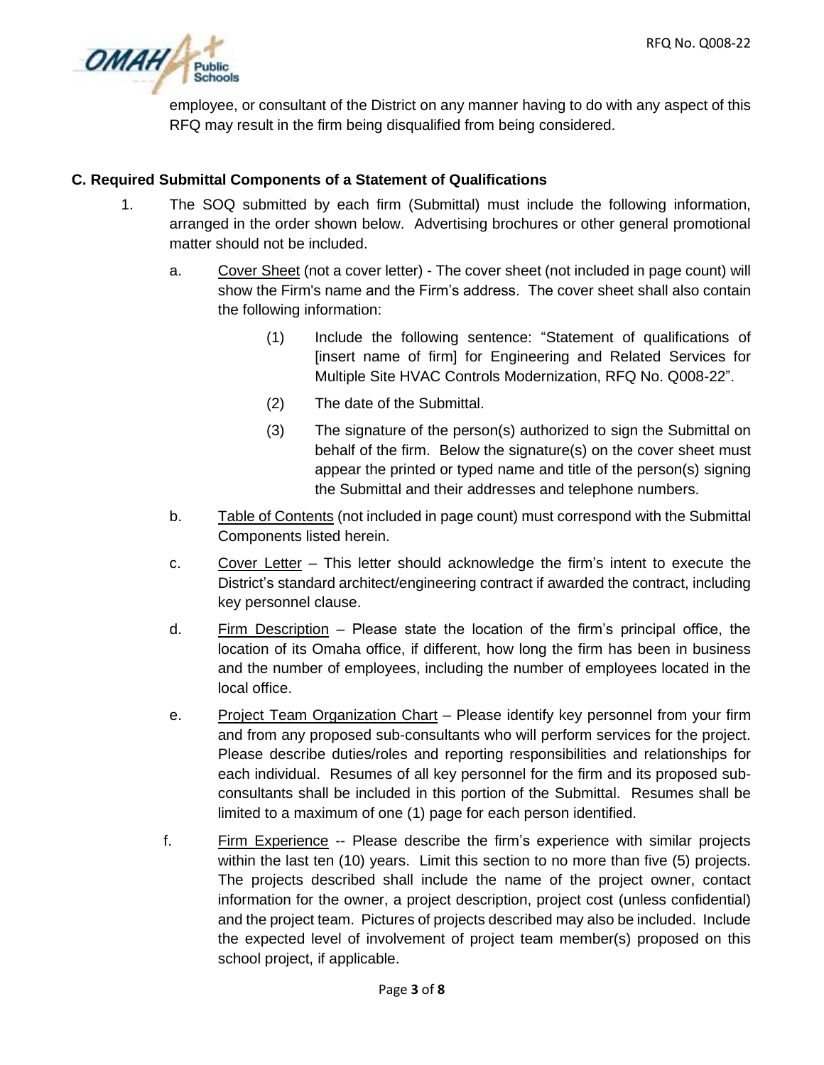employee, or consultant of the District on any manner having to do with any aspect of this RFQ may result in the firm being disqualified from being considered.

**C. Required Submittal Components of a Statement of Qualifications**

1. The SOQ submitted by each firm (Submittal) must include the following information, arranged in the order shown below. Advertising brochures or other general promotional matter should not be included.

   a. Cover Sheet (not a cover letter) - The cover sheet (not included in page count) will show the Firm's name and the Firm's address. The cover sheet shall also contain the following information:

      (1) Include the following sentence: "Statement of qualifications of [insert name of firm] for Engineering and Related Services for Multiple Site HVAC Controls Modernization, RFQ No. Q008-22".

      (2) The date of the Submittal.

      (3) The signature of the person(s) authorized to sign the Submittal on behalf of the firm. Below the signature(s) on the cover sheet must appear the printed or typed name and title of the person(s) signing the Submittal and their addresses and telephone numbers.

   b. Table of Contents (not included in page count) must correspond with the Submittal Components listed herein.

   c. Cover Letter – This letter should acknowledge the firm's intent to execute the District's standard architect/engineering contract if awarded the contract, including key personnel clause.

   d. Firm Description – Please state the location of the firm's principal office, the location of its Omaha office, if different, how long the firm has been in business and the number of employees, including the number of employees located in the local office.

   e. Project Team Organization Chart – Please identify key personnel from your firm and from any proposed sub-consultants who will perform services for the project. Please describe duties/roles and reporting responsibilities and relationships for each individual. Resumes of all key personnel for the firm and its proposed sub-consultants shall be included in this portion of the Submittal. Resumes shall be limited to a maximum of one (1) page for each person identified.

   f. Firm Experience -- Please describe the firm's experience with similar projects within the last ten (10) years. Limit this section to no more than five (5) projects. The projects described shall include the name of the project owner, contact information for the owner, a project description, project cost (unless confidential) and the project team. Pictures of projects described may also be included. Include the expected level of involvement of project team member(s) proposed on this school project, if applicable.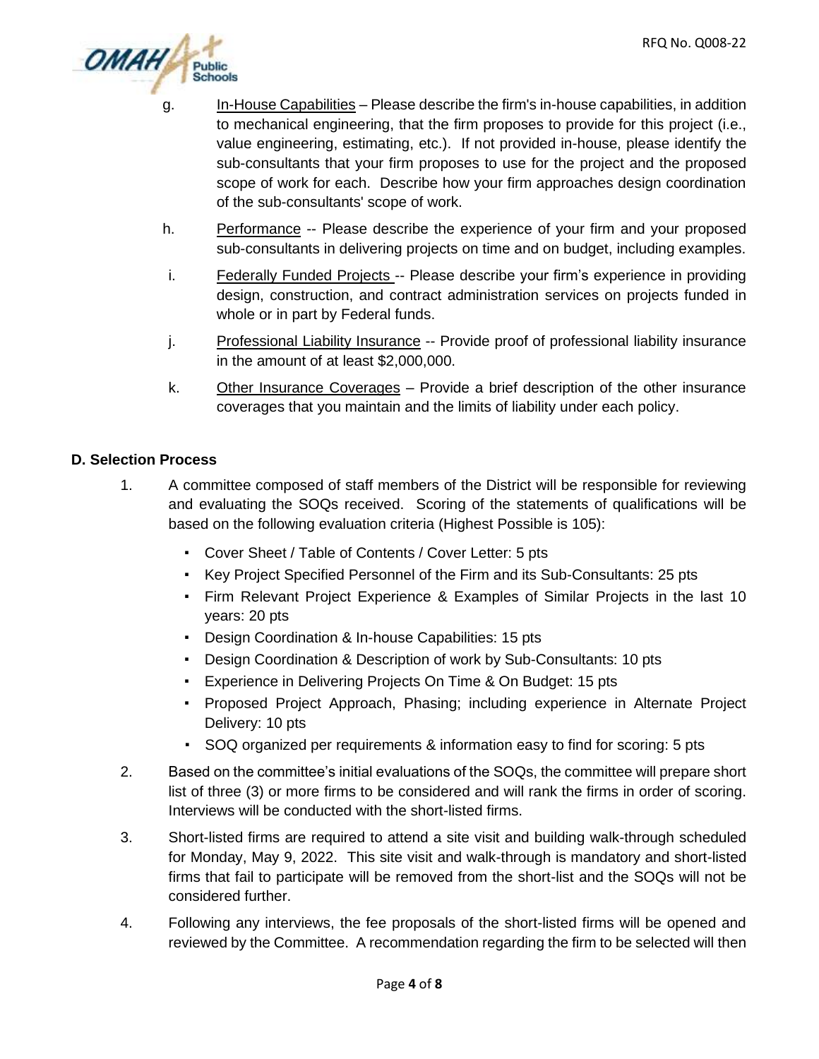g. <u>In-House Capabilities</u> – Please describe the firm's in-house capabilities, in addition to mechanical engineering, that the firm proposes to provide for this project (i.e., value engineering, estimating, etc.). If not provided in-house, please identify the sub-consultants that your firm proposes to use for the project and the proposed scope of work for each. Describe how your firm approaches design coordination of the sub-consultants' scope of work.

h. <u>Performance</u> -- Please describe the experience of your firm and your proposed sub-consultants in delivering projects on time and on budget, including examples.

i. <u>Federally Funded Projects</u> -- Please describe your firm's experience in providing design, construction, and contract administration services on projects funded in whole or in part by Federal funds.

j. <u>Professional Liability Insurance</u> -- Provide proof of professional liability insurance in the amount of at least $2,000,000.

k. <u>Other Insurance Coverages</u> – Provide a brief description of the other insurance coverages that you maintain and the limits of liability under each policy.

**D. Selection Process**

1. A committee composed of staff members of the District will be responsible for reviewing and evaluating the SOQs received. Scoring of the statements of qualifications will be based on the following evaluation criteria (Highest Possible is 105):
   - Cover Sheet / Table of Contents / Cover Letter: 5 pts
   - Key Project Specified Personnel of the Firm and its Sub-Consultants: 25 pts
   - Firm Relevant Project Experience & Examples of Similar Projects in the last 10 years: 20 pts
   - Design Coordination & In-house Capabilities: 15 pts
   - Design Coordination & Description of work by Sub-Consultants: 10 pts
   - Experience in Delivering Projects On Time & On Budget: 15 pts
   - Proposed Project Approach, Phasing; including experience in Alternate Project Delivery: 10 pts
   - SOQ organized per requirements & information easy to find for scoring: 5 pts

2. Based on the committee's initial evaluations of the SOQs, the committee will prepare short list of three (3) or more firms to be considered and will rank the firms in order of scoring. Interviews will be conducted with the short-listed firms.

3. Short-listed firms are required to attend a site visit and building walk-through scheduled for Monday, May 9, 2022. This site visit and walk-through is mandatory and short-listed firms that fail to participate will be removed from the short-list and the SOQs will not be considered further.

4. Following any interviews, the fee proposals of the short-listed firms will be opened and reviewed by the Committee. A recommendation regarding the firm to be selected will then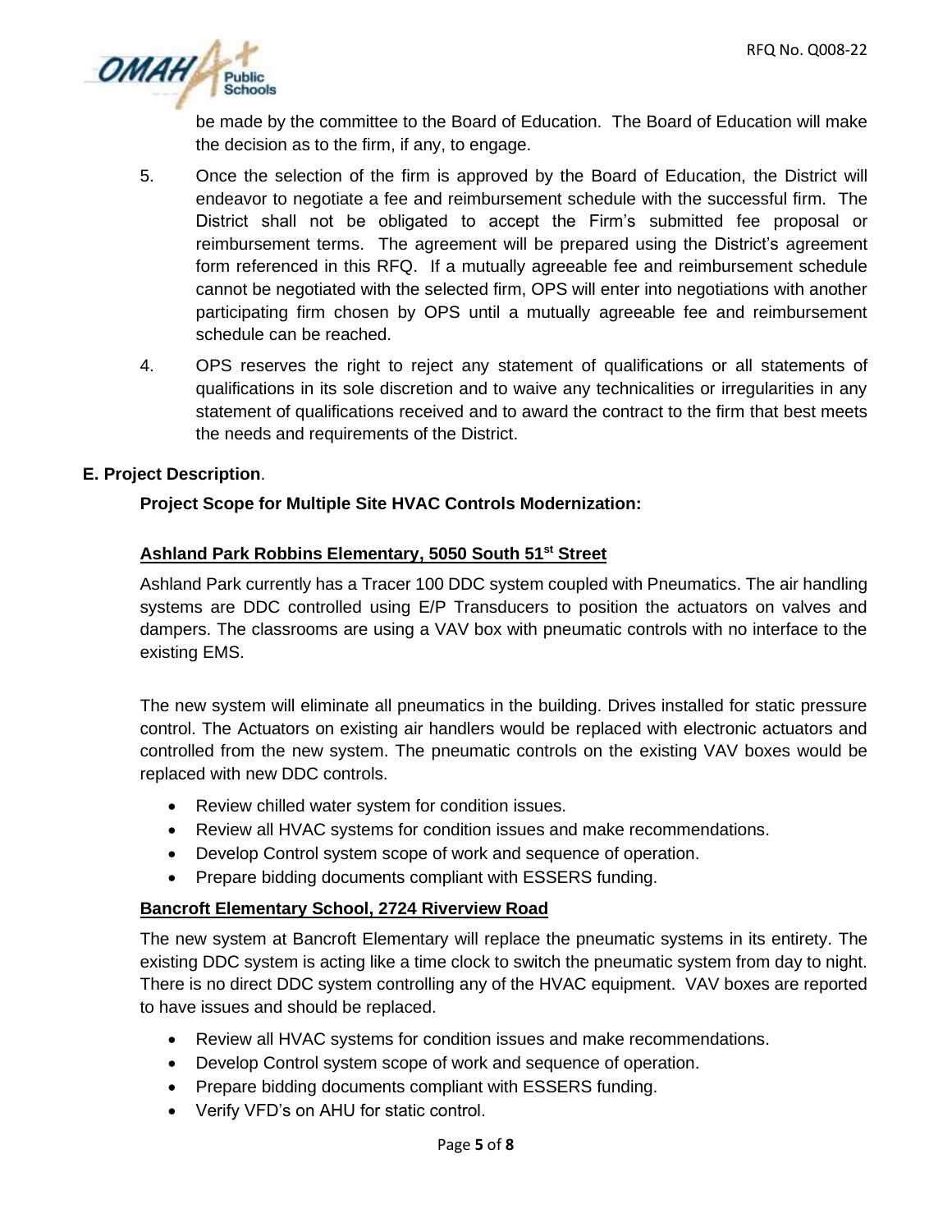be made by the committee to the Board of Education. The Board of Education will make the decision as to the firm, if any, to engage.

5. Once the selection of the firm is approved by the Board of Education, the District will endeavor to negotiate a fee and reimbursement schedule with the successful firm. The District shall not be obligated to accept the Firm's submitted fee proposal or reimbursement terms. The agreement will be prepared using the District's agreement form referenced in this RFQ. If a mutually agreeable fee and reimbursement schedule cannot be negotiated with the selected firm, OPS will enter into negotiations with another participating firm chosen by OPS until a mutually agreeable fee and reimbursement schedule can be reached.

4. OPS reserves the right to reject any statement of qualifications or all statements of qualifications in its sole discretion and to waive any technicalities or irregularities in any statement of qualifications received and to award the contract to the firm that best meets the needs and requirements of the District.

**E. Project Description**.

**Project Scope for Multiple Site HVAC Controls Modernization:**

**Ashland Park Robbins Elementary, 5050 South 51st Street**

Ashland Park currently has a Tracer 100 DDC system coupled with Pneumatics. The air handling systems are DDC controlled using E/P Transducers to position the actuators on valves and dampers. The classrooms are using a VAV box with pneumatic controls with no interface to the existing EMS.

The new system will eliminate all pneumatics in the building. Drives installed for static pressure control. The Actuators on existing air handlers would be replaced with electronic actuators and controlled from the new system. The pneumatic controls on the existing VAV boxes would be replaced with new DDC controls.

- Review chilled water system for condition issues.
- Review all HVAC systems for condition issues and make recommendations.
- Develop Control system scope of work and sequence of operation.
- Prepare bidding documents compliant with ESSERS funding.

**Bancroft Elementary School, 2724 Riverview Road**

The new system at Bancroft Elementary will replace the pneumatic systems in its entirety. The existing DDC system is acting like a time clock to switch the pneumatic system from day to night. There is no direct DDC system controlling any of the HVAC equipment. VAV boxes are reported to have issues and should be replaced.

- Review all HVAC systems for condition issues and make recommendations.
- Develop Control system scope of work and sequence of operation.
- Prepare bidding documents compliant with ESSERS funding.
- Verify VFD's on AHU for static control.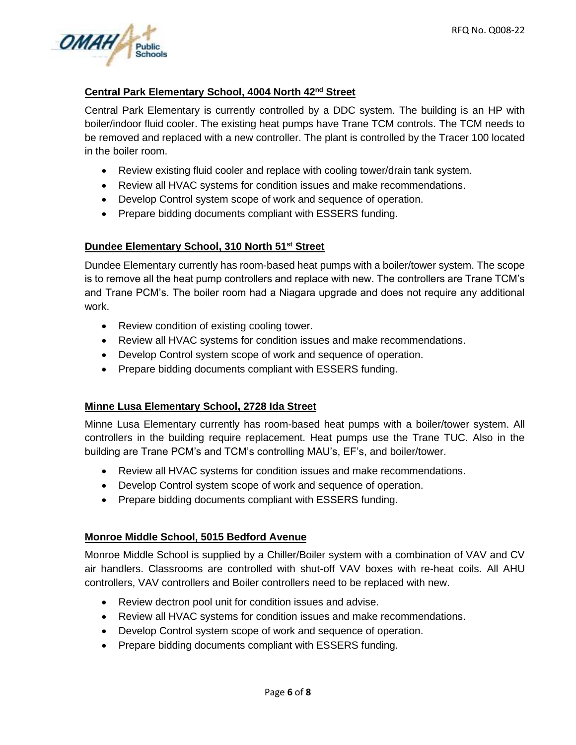**Central Park Elementary School, 4004 North 42nd Street**

Central Park Elementary is currently controlled by a DDC system. The building is an HP with boiler/indoor fluid cooler. The existing heat pumps have Trane TCM controls. The TCM needs to be removed and replaced with a new controller. The plant is controlled by the Tracer 100 located in the boiler room.

- Review existing fluid cooler and replace with cooling tower/drain tank system.
- Review all HVAC systems for condition issues and make recommendations.
- Develop Control system scope of work and sequence of operation.
- Prepare bidding documents compliant with ESSERS funding.

**Dundee Elementary School, 310 North 51st Street**

Dundee Elementary currently has room-based heat pumps with a boiler/tower system. The scope is to remove all the heat pump controllers and replace with new. The controllers are Trane TCM's and Trane PCM's. The boiler room had a Niagara upgrade and does not require any additional work.

- Review condition of existing cooling tower.
- Review all HVAC systems for condition issues and make recommendations.
- Develop Control system scope of work and sequence of operation.
- Prepare bidding documents compliant with ESSERS funding.

**Minne Lusa Elementary School, 2728 Ida Street**

Minne Lusa Elementary currently has room-based heat pumps with a boiler/tower system. All controllers in the building require replacement. Heat pumps use the Trane TUC. Also in the building are Trane PCM's and TCM's controlling MAU's, EF's, and boiler/tower.

- Review all HVAC systems for condition issues and make recommendations.
- Develop Control system scope of work and sequence of operation.
- Prepare bidding documents compliant with ESSERS funding.

**Monroe Middle School, 5015 Bedford Avenue**

Monroe Middle School is supplied by a Chiller/Boiler system with a combination of VAV and CV air handlers. Classrooms are controlled with shut-off VAV boxes with re-heat coils. All AHU controllers, VAV controllers and Boiler controllers need to be replaced with new.

- Review dectron pool unit for condition issues and advise.
- Review all HVAC systems for condition issues and make recommendations.
- Develop Control system scope of work and sequence of operation.
- Prepare bidding documents compliant with ESSERS funding.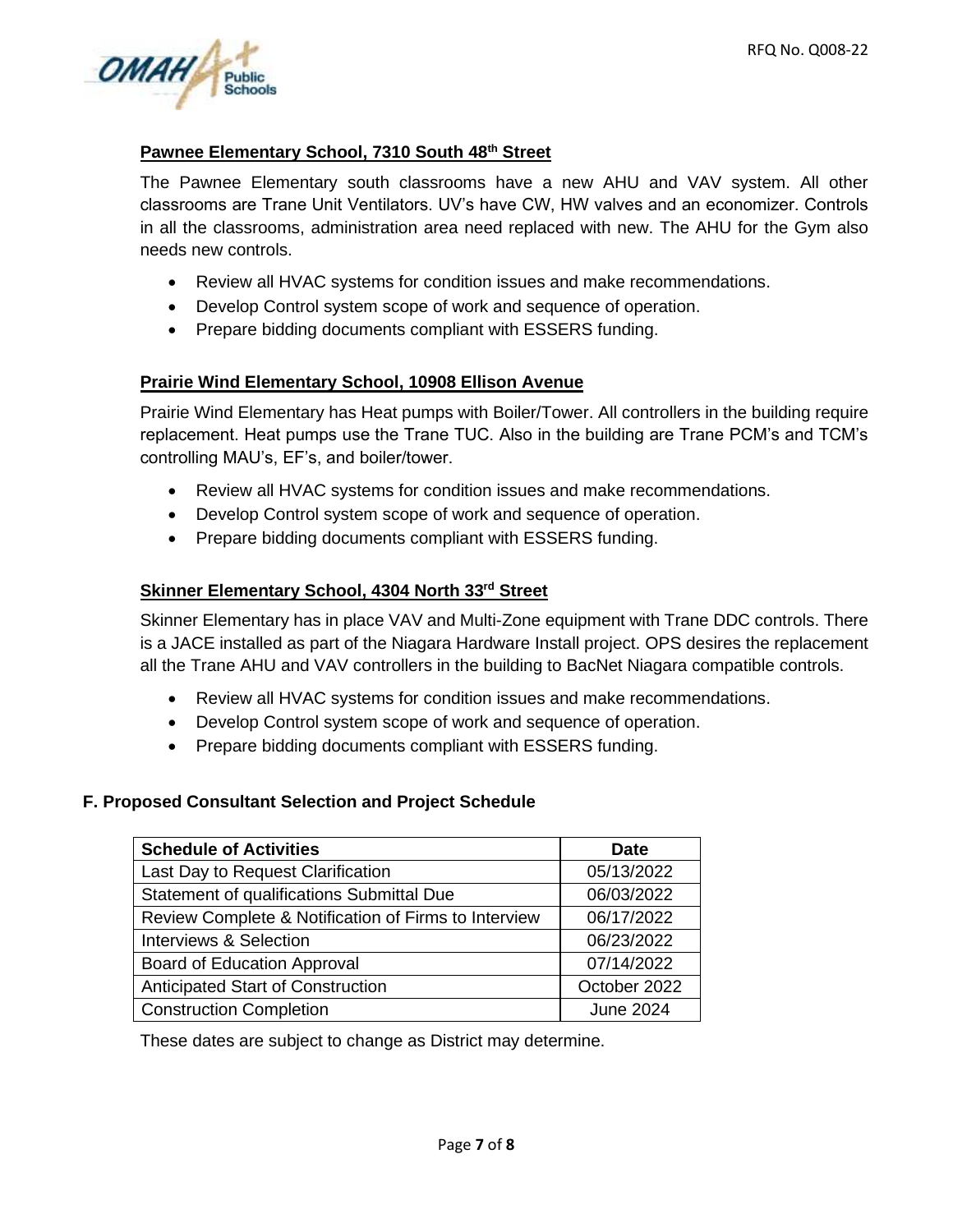### Pawnee Elementary School, 7310 South 48th Street

The Pawnee Elementary south classrooms have a new AHU and VAV system. All other classrooms are Trane Unit Ventilators. UV's have CW, HW valves and an economizer. Controls in all the classrooms, administration area need replaced with new. The AHU for the Gym also needs new controls.

- Review all HVAC systems for condition issues and make recommendations.
- Develop Control system scope of work and sequence of operation.
- Prepare bidding documents compliant with ESSERS funding.

### Prairie Wind Elementary School, 10908 Ellison Avenue

Prairie Wind Elementary has Heat pumps with Boiler/Tower. All controllers in the building require replacement. Heat pumps use the Trane TUC. Also in the building are Trane PCM's and TCM's controlling MAU's, EF's, and boiler/tower.

- Review all HVAC systems for condition issues and make recommendations.
- Develop Control system scope of work and sequence of operation.
- Prepare bidding documents compliant with ESSERS funding.

### Skinner Elementary School, 4304 North 33rd Street

Skinner Elementary has in place VAV and Multi-Zone equipment with Trane DDC controls. There is a JACE installed as part of the Niagara Hardware Install project. OPS desires the replacement all the Trane AHU and VAV controllers in the building to BacNet Niagara compatible controls.

- Review all HVAC systems for condition issues and make recommendations.
- Develop Control system scope of work and sequence of operation.
- Prepare bidding documents compliant with ESSERS funding.

## F. Proposed Consultant Selection and Project Schedule

| Schedule of Activities | Date |
|---|---|
| Last Day to Request Clarification | 05/13/2022 |
| Statement of qualifications Submittal Due | 06/03/2022 |
| Review Complete & Notification of Firms to Interview | 06/17/2022 |
| Interviews & Selection | 06/23/2022 |
| Board of Education Approval | 07/14/2022 |
| Anticipated Start of Construction | October 2022 |
| Construction Completion | June 2024 |

These dates are subject to change as District may determine.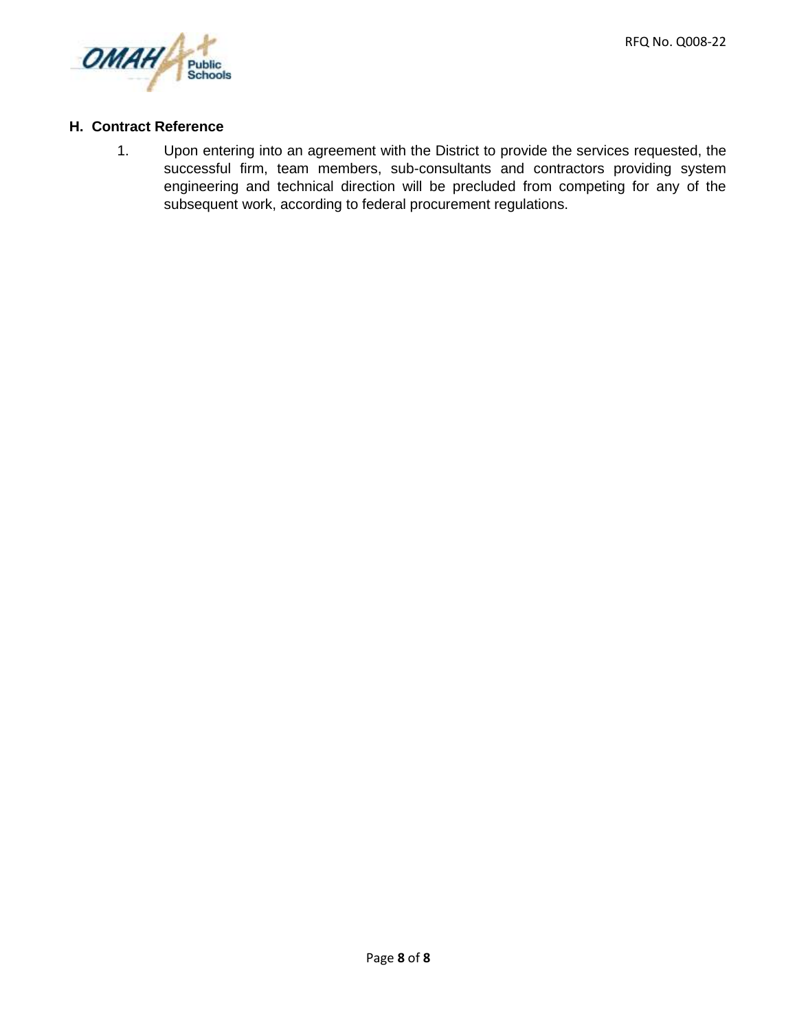## H. Contract Reference

1. Upon entering into an agreement with the District to provide the services requested, the successful firm, team members, sub-consultants and contractors providing system engineering and technical direction will be precluded from competing for any of the subsequent work, according to federal procurement regulations.